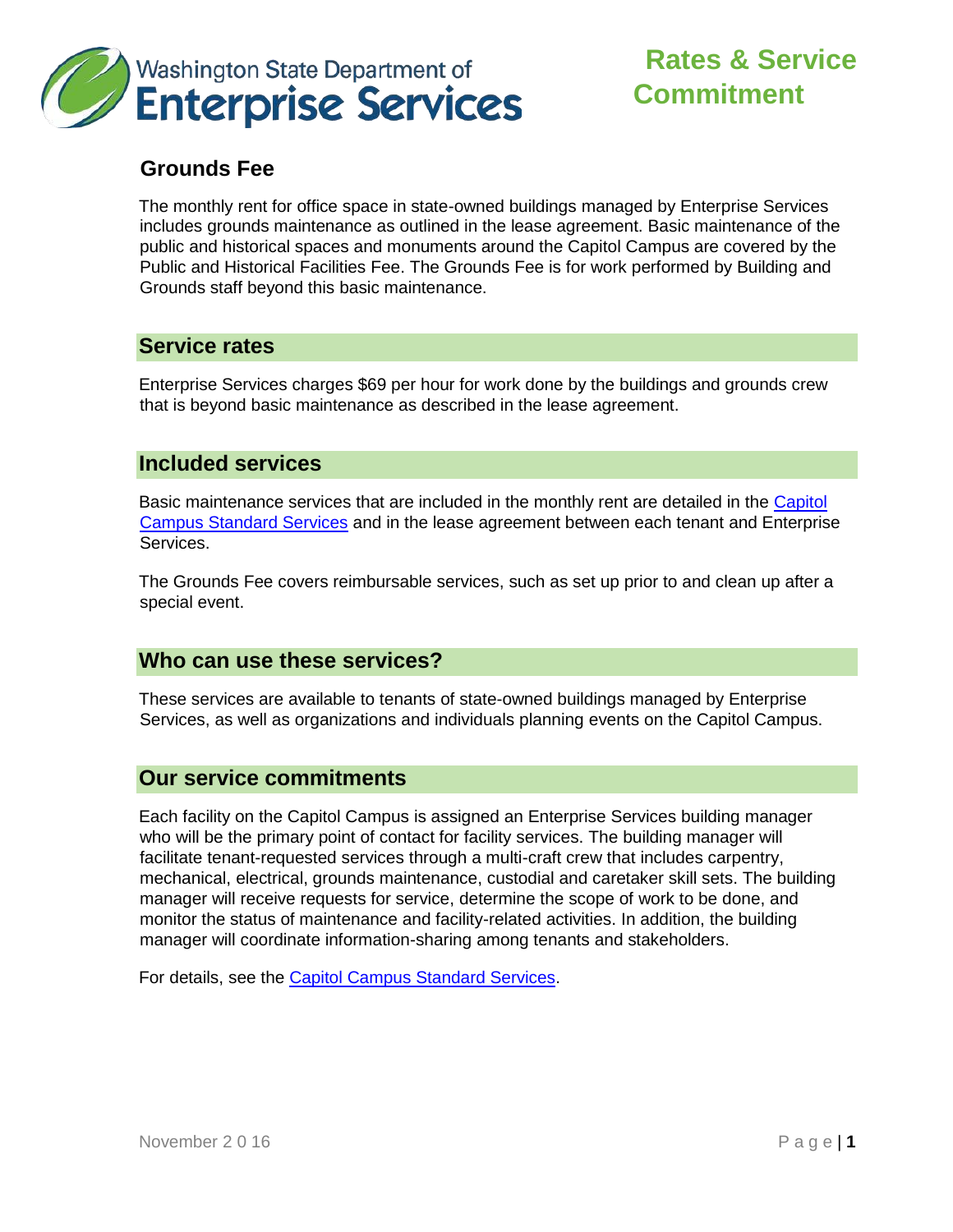Washington State Department of **Enterprise Services**

# Rates & Service Commitment

## Grounds Fee

The monthly rent for office space in state-owned buildings managed by Enterprise Services includes grounds maintenance as outlined in the lease agreement. Basic maintenance of the public and historical spaces and monuments around the Capitol Campus are covered by the Public and Historical Facilities Fee. The Grounds Fee is for work performed by Building and Grounds staff beyond this basic maintenance.

## Service rates

Enterprise Services charges $69 per hour for work done by the buildings and grounds crew that is beyond basic maintenance as described in the lease agreement.

## Included services

Basic maintenance services that are included in the monthly rent are detailed in the Capitol Campus Standard Services and in the lease agreement between each tenant and Enterprise Services.

The Grounds Fee covers reimbursable services, such as set up prior to and clean up after a special event.

## Who can use these services?

These services are available to tenants of state-owned buildings managed by Enterprise Services, as well as organizations and individuals planning events on the Capitol Campus.

## Our service commitments

Each facility on the Capitol Campus is assigned an Enterprise Services building manager who will be the primary point of contact for facility services. The building manager will facilitate tenant-requested services through a multi-craft crew that includes carpentry, mechanical, electrical, grounds maintenance, custodial and caretaker skill sets. The building manager will receive requests for service, determine the scope of work to be done, and monitor the status of maintenance and facility-related activities. In addition, the building manager will coordinate information-sharing among tenants and stakeholders.

For details, see the Capitol Campus Standard Services.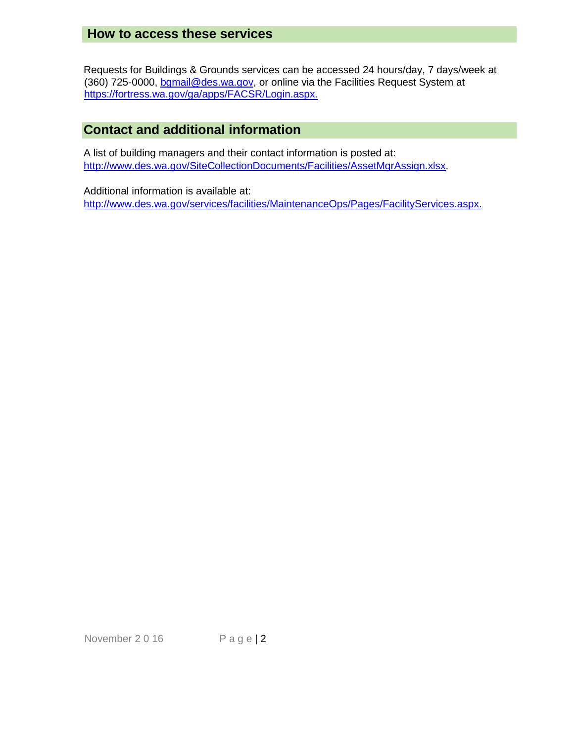## How to access these services

Requests for Buildings & Grounds services can be accessed 24 hours/day, 7 days/week at (360) 725-0000, bgmail@des.wa.gov, or online via the Facilities Request System at https://fortress.wa.gov/ga/apps/FACSR/Login.aspx.

## Contact and additional information

A list of building managers and their contact information is posted at: http://www.des.wa.gov/SiteCollectionDocuments/Facilities/AssetMgrAssign.xlsx.

Additional information is available at: http://www.des.wa.gov/services/facilities/MaintenanceOps/Pages/FacilityServices.aspx.